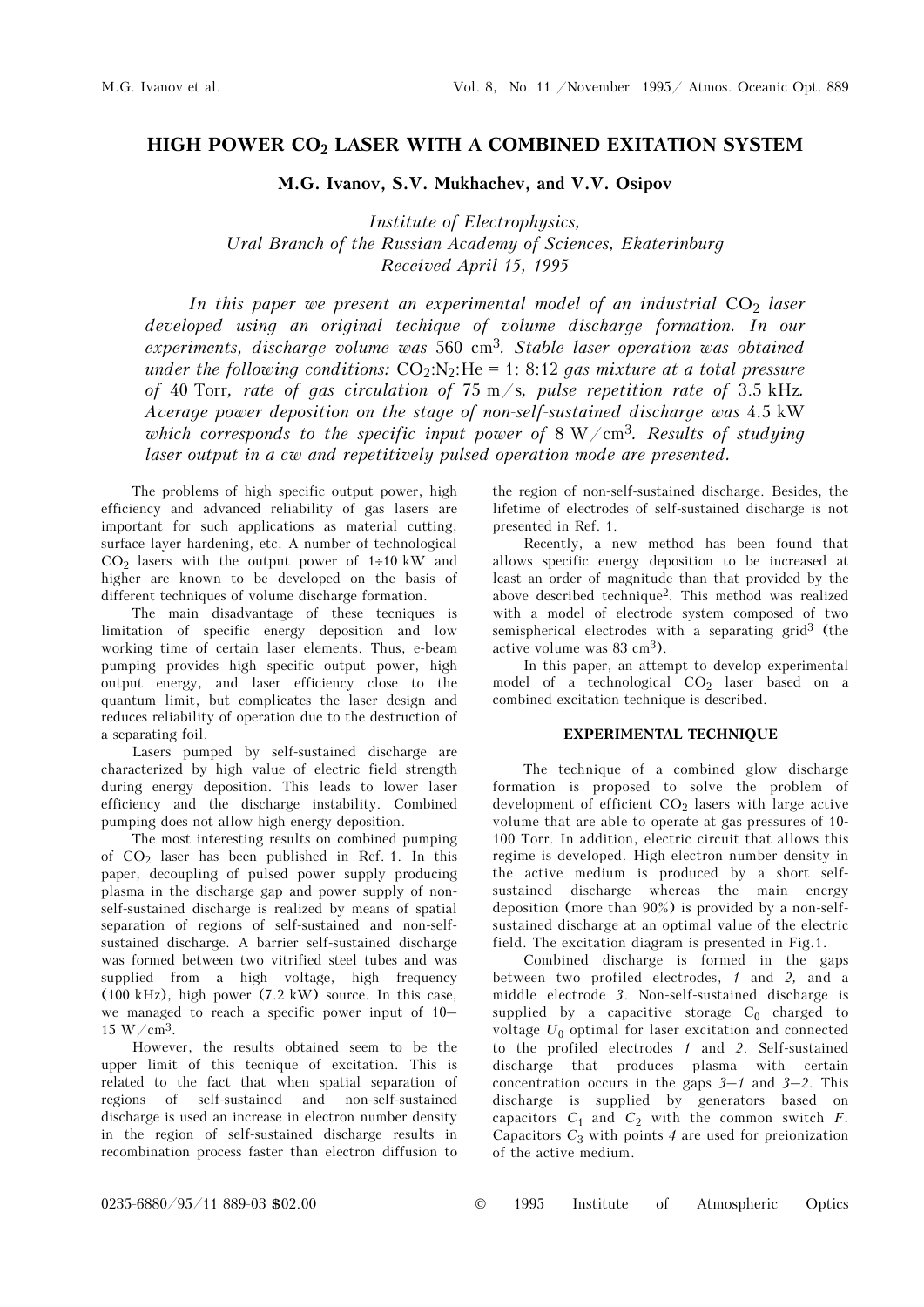# HIGH POWER $CO_2$ LASER WITH A COMBINED EXITATION SYSTEM

**M.G. Ivanov, S.V. Mukhachev, and V.V. Osipov**

*Institute of Electrophysics,*
*Ural Branch of the Russian Academy of Sciences, Ekaterinburg*
*Received April 15, 1995*

*In this paper we present an experimental model of an industrial* $CO_2$ *laser developed using an original techique of volume discharge formation. In our experiments, discharge volume was* 560 cm$^3$*. Stable laser operation was obtained under the following conditions:* $CO_2$:$N_2$:He = 1: 8:12 *gas mixture at a total pressure of* 40 Torr*, rate of gas circulation of* 75 m/s*, pulse repetition rate of* 3.5 kHz*. Average power deposition on the stage of non-self-sustained discharge was* 4.5 kW *which corresponds to the specific input power of* 8 W/cm$^3$*. Results of studying laser output in a cw and repetitively pulsed operation mode are presented.*

The problems of high specific output power, high efficiency and advanced reliability of gas lasers are important for such applications as material cutting, surface layer hardening, etc. A number of technological $CO_2$ lasers with the output power of 1÷10 kW and higher are known to be developed on the basis of different techniques of volume discharge formation.

The main disadvantage of these tecniques is limitation of specific energy deposition and low working time of certain laser elements. Thus, e-beam pumping provides high specific output power, high output energy, and laser efficiency close to the quantum limit, but complicates the laser design and reduces reliability of operation due to the destruction of a separating foil.

Lasers pumped by self-sustained discharge are characterized by high value of electric field strength during energy deposition. This leads to lower laser efficiency and the discharge instability. Combined pumping does not allow high energy deposition.

The most interesting results on combined pumping of $CO_2$ laser have been published in Ref. 1. In this paper, decoupling of pulsed power supply producing plasma in the discharge gap and power supply of non-self-sustained discharge is realized by means of spatial separation of regions of self-sustained and non-self-sustained discharge. A barrier self-sustained discharge was formed between two vitrified steel tubes and was supplied from a high voltage, high frequency (100 kHz), high power (7.2 kW) source. In this case, we managed to reach a specific power input of 10–15 W/cm$^3$.

However, the results obtained seem to be the upper limit of this tecnique of excitation. This is related to the fact that when spatial separation of regions of self-sustained and non-self-sustained discharge is used an increase in electron number density in the region of self-sustained discharge results in recombination process faster than electron diffusion to the region of non-self-sustained discharge. Besides, the lifetime of electrodes of self-sustained discharge is not presented in Ref. 1.

Recently, a new method has been found that allows specific energy deposition to be increased at least an order of magnitude than that provided by the above described technique[2]. This method was realized with a model of electrode system composed of two semispherical electrodes with a separating grid[3] (the active volume was 83 cm$^3$).

In this paper, an attempt to develop experimental model of a technological $CO_2$ laser based on a combined excitation technique is described.

## EXPERIMENTAL TECHNIQUE

The technique of a combined glow discharge formation is proposed to solve the problem of development of efficient $CO_2$ lasers with large active volume that are able to operate at gas pressures of 10-100 Torr. In addition, electric circuit that allows this regime is developed. High electron number density in the active medium is produced by a short self-sustained discharge whereas the main energy deposition (more than 90%) is provided by a non-self-sustained discharge at an optimal value of the electric field. The excitation diagram is presented in Fig.1.

Combined discharge is formed in the gaps between two profiled electrodes, *1* and *2,* and a middle electrode *3*. Non-self-sustained discharge is supplied by a capacitive storage $C_0$ charged to voltage $U_0$ optimal for laser excitation and connected to the profiled electrodes *1* and *2*. Self-sustained discharge that produces plasma with certain concentration occurs in the gaps *3*–*1* and *3*–*2*. This discharge is supplied by generators based on capacitors $C_1$ and $C_2$ with the common switch *F*. Capacitors $C_3$ with points *4* are used for preionization of the active medium.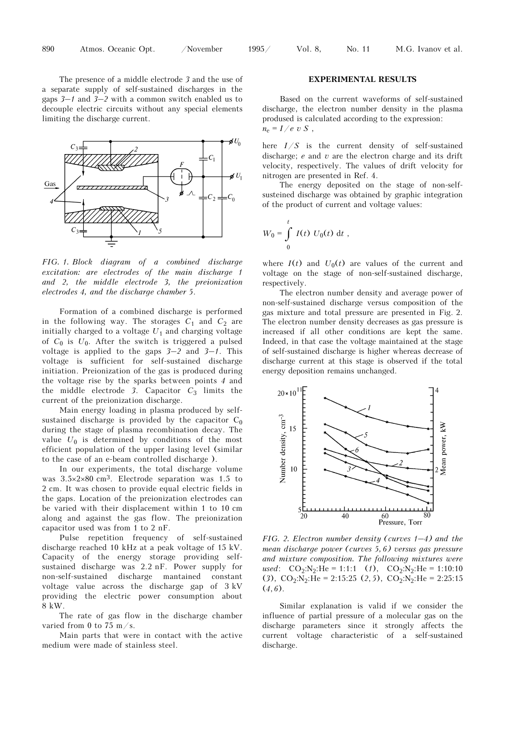The presence of a middle electrode *3* and the use of a separate supply of self-sustained discharges in the gaps *3–1* and *3–2* with a common switch enabled us to decouple electric circuits without any special elements limiting the discharge current.

*FIG. 1. Block diagram of a combined discharge excitation: are electrodes of the main discharge 1 and 2, the middle electrode 3, the preionization electrodes 4, and the discharge chamber 5.*

Formation of a combined discharge is performed in the following way. The storages $C_1$ and $C_2$ are initially charged to a voltage $U_1$ and charging voltage of $C_0$ is $U_0$. After the switch is triggered a pulsed voltage is applied to the gaps *3–2* and *3–1*. This voltage is sufficient for self-sustained discharge initiation. Preionization of the gas is produced during the voltage rise by the sparks between points *4* and the middle electrode *3*. Capacitor $C_3$ limits the current of the preionization discharge.

Main energy loading in plasma produced by self-sustained discharge is provided by the capacitor $C_0$ during the stage of plasma recombination decay. The value $U_0$ is determined by conditions of the most efficient population of the upper lasing level (similar to the case of an e-beam controlled discharge ).

In our experiments, the total discharge volume was 3.5×2×80 cm$^3$. Electrode separation was 1.5 to 2 cm. It was chosen to provide equal electric fields in the gaps. Location of the preionization electrodes can be varied with their displacement within 1 to 10 cm along and against the gas flow. The preionization capacitor used was from 1 to 2 nF.

Pulse repetition frequency of self-sustained discharge reached 10 kHz at a peak voltage of 15 kV. Capacity of the energy storage providing self-sustained discharge was 2.2 nF. Power supply for non-self-sustained discharge mantained constant voltage value across the discharge gap of 3 kV providing the electric power consumption about 8 kW.

The rate of gas flow in the discharge chamber varied from 0 to 75 m/s.

Main parts that were in contact with the active medium were made of stainless steel.

## EXPERIMENTAL RESULTS

Based on the current waveforms of self-sustained discharge, the electron number density in the plasma prodused is calculated according to the expression:
$n_e = I/e\,v\,S$ ,

here $I/S$ is the current density of self-sustained discharge; $e$ and $v$ are the electron charge and its drift velocity, respectively. The values of drift velocity for nitrogen are presented in Ref. 4.

The energy deposited on the stage of non-self-susteined discharge was obtained by graphic integration of the product of current and voltage values:

$$W_0 = \int_0^t I(t)\; U_0(t)\; \mathrm{d}t\ ,$$

where $I(t)$ and $U_0(t)$ are values of the current and voltage on the stage of non-self-sustained discharge, respectively.

The electron number density and average power of non-self-sustained discharge versus composition of the gas mixture and total pressure are presented in Fig. 2. The electron number density decreases as gas pressure is increased if all other conditions are kept the same. Indeed, in that case the voltage maintained at the stage of self-sustained discharge is higher whereas decrease of discharge current at this stage is observed if the total energy deposition remains unchanged.

*FIG. 2. Electron number density (curves 1–4) and the mean discharge power (curves 5, 6) versus gas pressure and mixture composition. The following mixtures were used*: $CO_2$:$N_2$:He = 1:1:1 (*1*), $CO_2$:$N_2$:He = 1:10:10 (*3*), $CO_2$:$N_2$:He = 2:15:25 (*2, 5*), $CO_2$:$N_2$:He = 2:25:15 (*4, 6*).

Similar explanation is valid if we consider the influence of partial pressure of a molecular gas on the discharge parameters since it strongly affects the current voltage characteristic of a self-sustained discharge.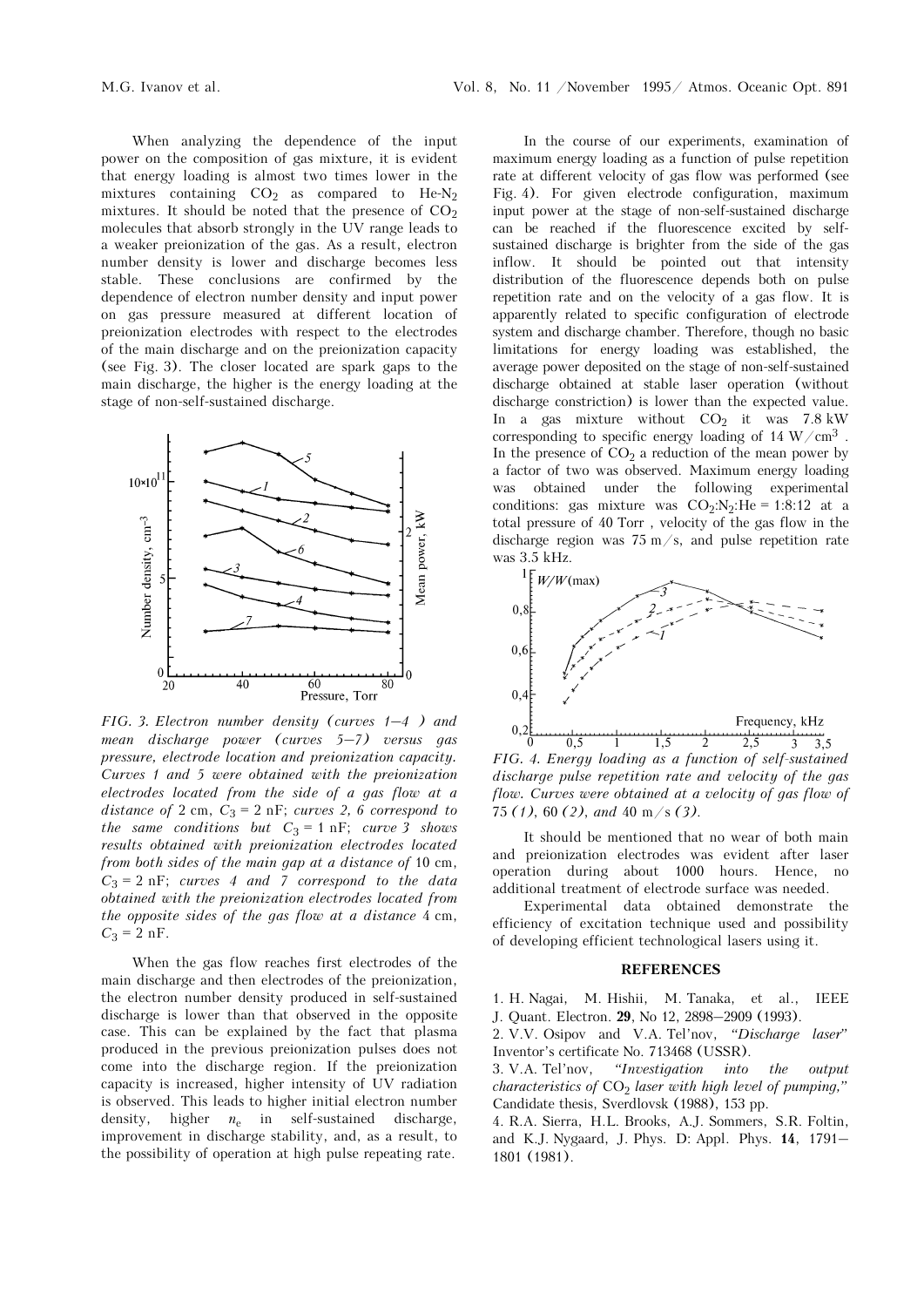When analyzing the dependence of the input power on the composition of gas mixture, it is evident that energy loading is almost two times lower in the mixtures containing $CO_2$ as compared to He-$N_2$ mixtures. It should be noted that the presence of $CO_2$ molecules that absorb strongly in the UV range leads to a weaker preionization of the gas. As a result, electron number density is lower and discharge becomes less stable. These conclusions are confirmed by the dependence of electron number density and input power on gas pressure measured at different location of preionization electrodes with respect to the electrodes of the main discharge and on the preionization capacity (see Fig. 3). The closer located are spark gaps to the main discharge, the higher is the energy loading at the stage of non-self-sustained discharge.

10×10[11]
Number density, cm$^{-3}$
5
0
20
40
60
80
Pressure, Torr
Mean power, kW
2
0
5
1
2
6
3
4
7

*FIG. 3. Electron number density (curves 1–4 ) and mean discharge power (curves 5–7) versus gas pressure, electrode location and preionization capacity. Curves 1 and 5 were obtained with the preionization electrodes located from the side of a gas flow at a distance of* 2 cm, $C_3$ = 2 nF; *curves 2, 6 correspond to the same conditions but* $C_3$ = 1 nF; *curve 3 shows results obtained with preionization electrodes located from both sides of the main gap at a distance of* 10 cm, $C_3$ = 2 nF; *curves 4 and 7 correspond to the data obtained with the preionization electrodes located from the opposite sides of the gas flow at a distance* 4 cm, $C_3$ = 2 nF.

When the gas flow reaches first electrodes of the main discharge and then electrodes of the preionization, the electron number density produced in self-sustained discharge is lower than that observed in the opposite case. This can be explained by the fact that plasma produced in the previous preionization pulses does not come into the discharge region. If the preionization capacity is increased, higher intensity of UV radiation is observed. This leads to higher initial electron number density, higher $n_e$ in self-sustained discharge, improvement in discharge stability, and, as a result, to the possibility of operation at high pulse repeating rate.

In the course of our experiments, examination of maximum energy loading as a function of pulse repetition rate at different velocity of gas flow was performed (see Fig. 4). For given electrode configuration, maximum input power at the stage of non-self-sustained discharge can be reached if the fluorescence excited by self-sustained discharge is brighter from the side of the gas inflow. It should be pointed out that intensity distribution of the fluorescence depends both on pulse repetition rate and on the velocity of a gas flow. It is apparently related to specific configuration of electrode system and discharge chamber. Therefore, though no basic limitations for energy loading was established, the average power deposited on the stage of non-self-sustained discharge obtained at stable laser operation (without discharge constriction) is lower than the expected value. In a gas mixture without $CO_2$ it was 7.8 kW corresponding to specific energy loading of 14 W/cm$^3$ . In the presence of $CO_2$ a reduction of the mean power by a factor of two was observed. Maximum energy loading was obtained under the following experimental conditions: gas mixture was $CO_2$:$N_2$:He = 1:8:12 at a total pressure of 40 Torr , velocity of the gas flow in the discharge region was 75 m/s, and pulse repetition rate was 3.5 kHz.

1
$W/W$(max)
0,8
0,6
0,4
0,2
0
0,5
1
1,5
2
2,5
3
3,5
Frequency, kHz
3
2
1

*FIG. 4. Energy loading as a function of self-sustained discharge pulse repetition rate and velocity of the gas flow. Curves were obtained at a velocity of gas flow of* 75 *(1)*, 60 *(2)*, *and* 40 m/s *(3)*.

It should be mentioned that no wear of both main and preionization electrodes was evident after laser operation during about 1000 hours. Hence, no additional treatment of electrode surface was needed.

Experimental data obtained demonstrate the efficiency of excitation technique used and possibility of developing efficient technological lasers using it.

## REFERENCES

1. H. Nagai, M. Hishii, M. Tanaka, et al., IEEE J. Quant. Electron. **29**, No 12, 2898–2909 (1993).
2. V.V. Osipov and V.A. Tel'nov, *"Discharge laser"* Inventor's certificate No. 713468 (USSR).
3. V.A. Tel'nov, *"Investigation into the output characteristics of* $CO_2$ *laser with high level of pumping,"* Candidate thesis, Sverdlovsk (1988), 153 pp.
4. R.A. Sierra, H.L. Brooks, A.J. Sommers, S.R. Foltin, and K.J. Nygaard, J. Phys. D: Appl. Phys. **14**, 1791–1801 (1981).